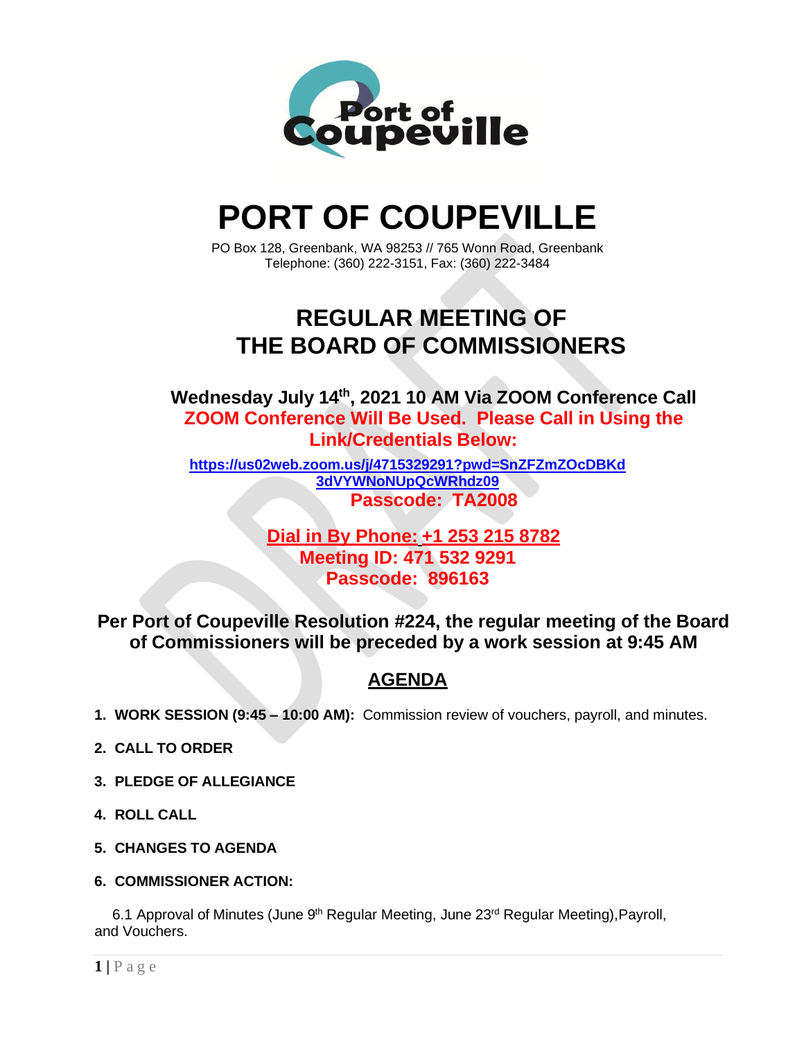# PORT OF COUPEVILLE

PO Box 128, Greenbank, WA 98253 // 765 Wonn Road, Greenbank
Telephone: (360) 222-3151, Fax: (360) 222-3484

## REGULAR MEETING OF THE BOARD OF COMMISSIONERS

**Wednesday July 14th, 2021 10 AM Via ZOOM Conference Call**

**ZOOM Conference Will Be Used. Please Call in Using the Link/Credentials Below:**

**https://us02web.zoom.us/j/4715329291?pwd=SnZFZmZOcDBKd3dVYWNoNUpQcWRhdz09**

**Passcode: TA2008**

**Dial in By Phone: +1 253 215 8782**
**Meeting ID: 471 532 9291**
**Passcode: 896163**

**Per Port of Coupeville Resolution #224, the regular meeting of the Board of Commissioners will be preceded by a work session at 9:45 AM**

## AGENDA

1. **WORK SESSION (9:45 – 10:00 AM):** Commission review of vouchers, payroll, and minutes.
2. **CALL TO ORDER**
3. **PLEDGE OF ALLEGIANCE**
4. **ROLL CALL**
5. **CHANGES TO AGENDA**
6. **COMMISSIONER ACTION:**

   6.1 Approval of Minutes (June 9th Regular Meeting, June 23rd Regular Meeting),Payroll, and Vouchers.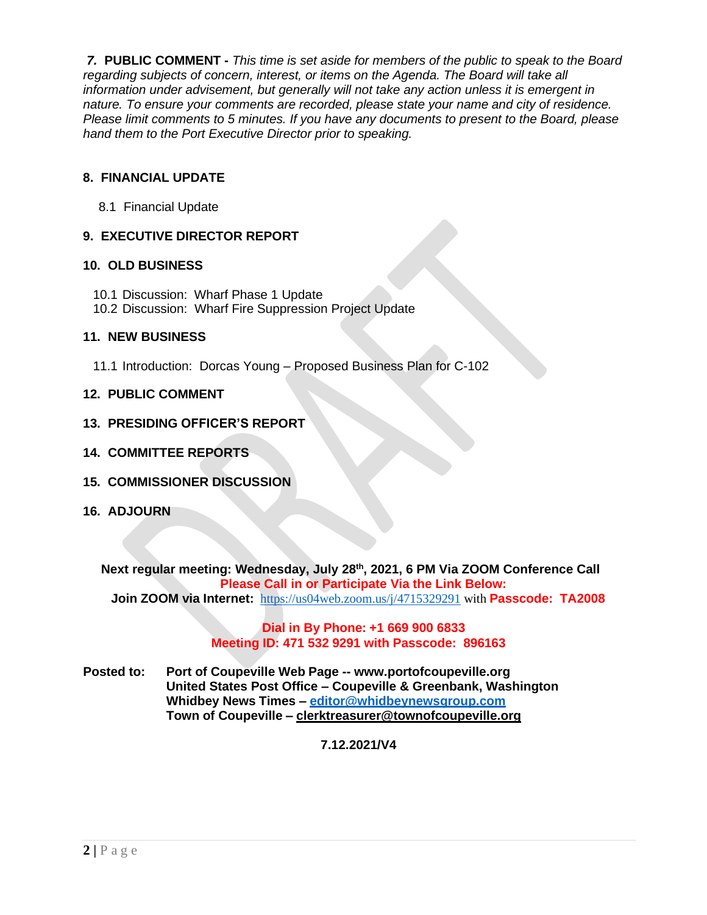***7.* PUBLIC COMMENT -** *This time is set aside for members of the public to speak to the Board regarding subjects of concern, interest, or items on the Agenda. The Board will take all information under advisement, but generally will not take any action unless it is emergent in nature. To ensure your comments are recorded, please state your name and city of residence. Please limit comments to 5 minutes. If you have any documents to present to the Board, please hand them to the Port Executive Director prior to speaking.*

**8. FINANCIAL UPDATE**

8.1 Financial Update

**9. EXECUTIVE DIRECTOR REPORT**

**10. OLD BUSINESS**

10.1 Discussion: Wharf Phase 1 Update
10.2 Discussion: Wharf Fire Suppression Project Update

**11. NEW BUSINESS**

11.1 Introduction: Dorcas Young – Proposed Business Plan for C-102

**12. PUBLIC COMMENT**

**13. PRESIDING OFFICER'S REPORT**

**14. COMMITTEE REPORTS**

**15. COMMISSIONER DISCUSSION**

**16. ADJOURN**

**Next regular meeting: Wednesday, July 28th, 2021, 6 PM Via ZOOM Conference Call**
**Please Call in or Participate Via the Link Below:**
**Join ZOOM via Internet:** https://us04web.zoom.us/j/4715329291 with **Passcode: TA2008**

**Dial in By Phone: +1 669 900 6833**
**Meeting ID: 471 532 9291 with Passcode: 896163**

**Posted to:** **Port of Coupeville Web Page -- www.portofcoupeville.org**
**United States Post Office – Coupeville & Greenbank, Washington**
**Whidbey News Times – editor@whidbeynewsgroup.com**
**Town of Coupeville – clerktreasurer@townofcoupeville.org**

**7.12.2021/V4**